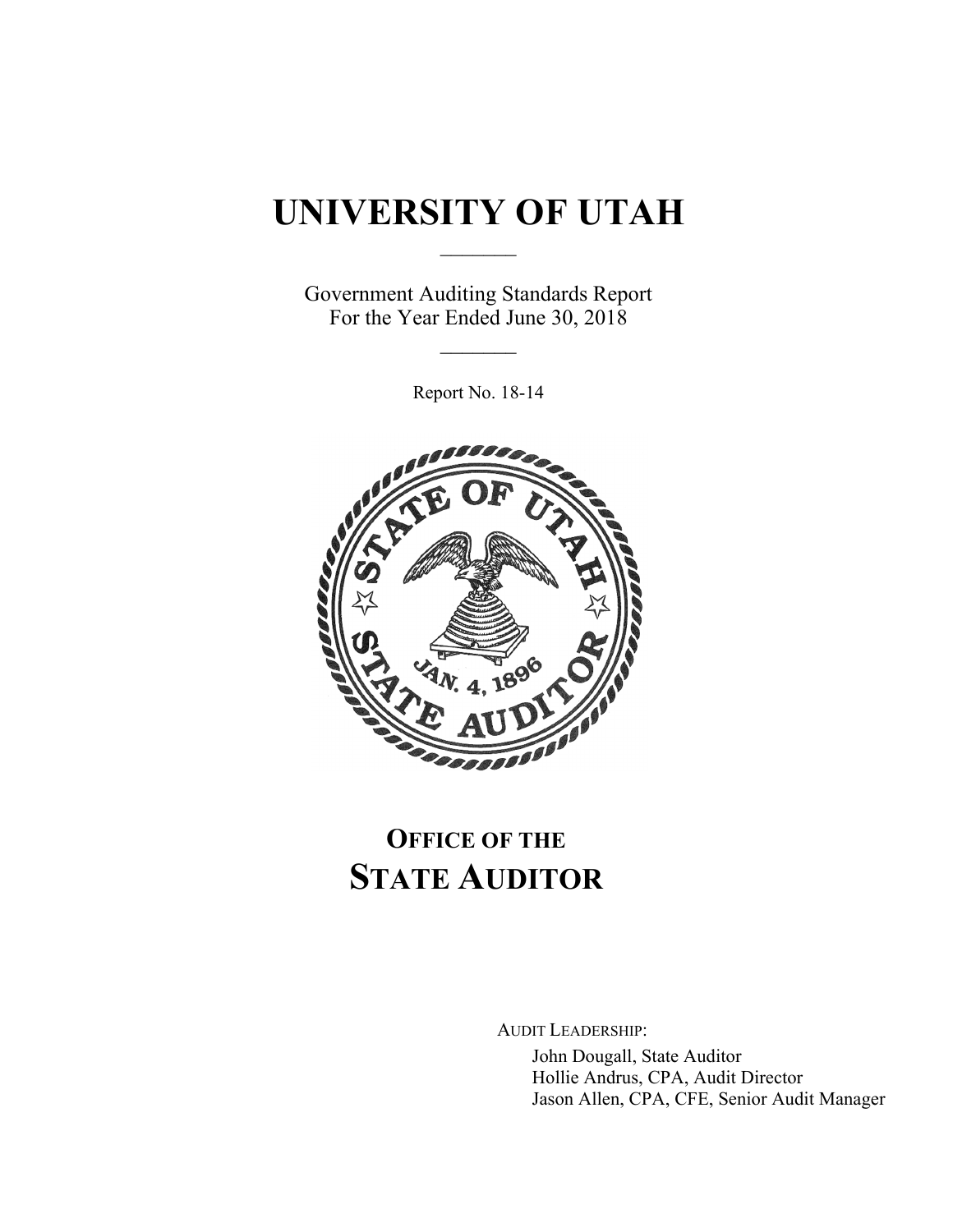# UNIVERSITY OF UTAH

Government Auditing Standards Report
For the Year Ended June 30, 2018

Report No. 18-14

## OFFICE OF THE STATE AUDITOR

AUDIT LEADERSHIP:

John Dougall, State Auditor
Hollie Andrus, CPA, Audit Director
Jason Allen, CPA, CFE, Senior Audit Manager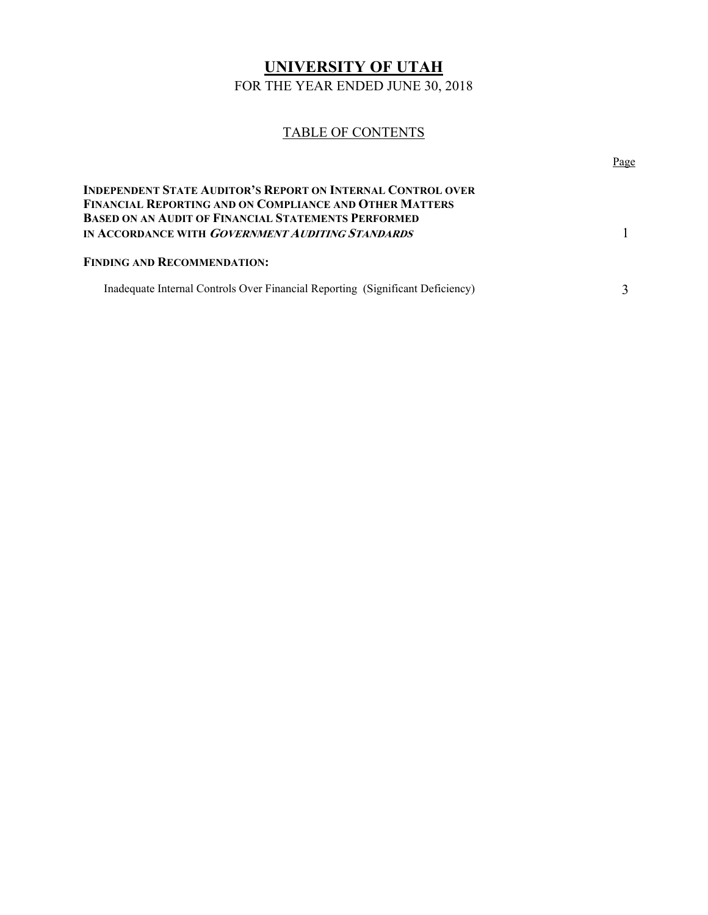# UNIVERSITY OF UTAH

FOR THE YEAR ENDED JUNE 30, 2018

## TABLE OF CONTENTS

| | Page |
|---|---|
| **INDEPENDENT STATE AUDITOR'S REPORT ON INTERNAL CONTROL OVER FINANCIAL REPORTING AND ON COMPLIANCE AND OTHER MATTERS BASED ON AN AUDIT OF FINANCIAL STATEMENTS PERFORMED IN ACCORDANCE WITH *GOVERNMENT AUDITING STANDARDS*** | 1 |
| **FINDING AND RECOMMENDATION:** | |
| Inadequate Internal Controls Over Financial Reporting (Significant Deficiency) | 3 |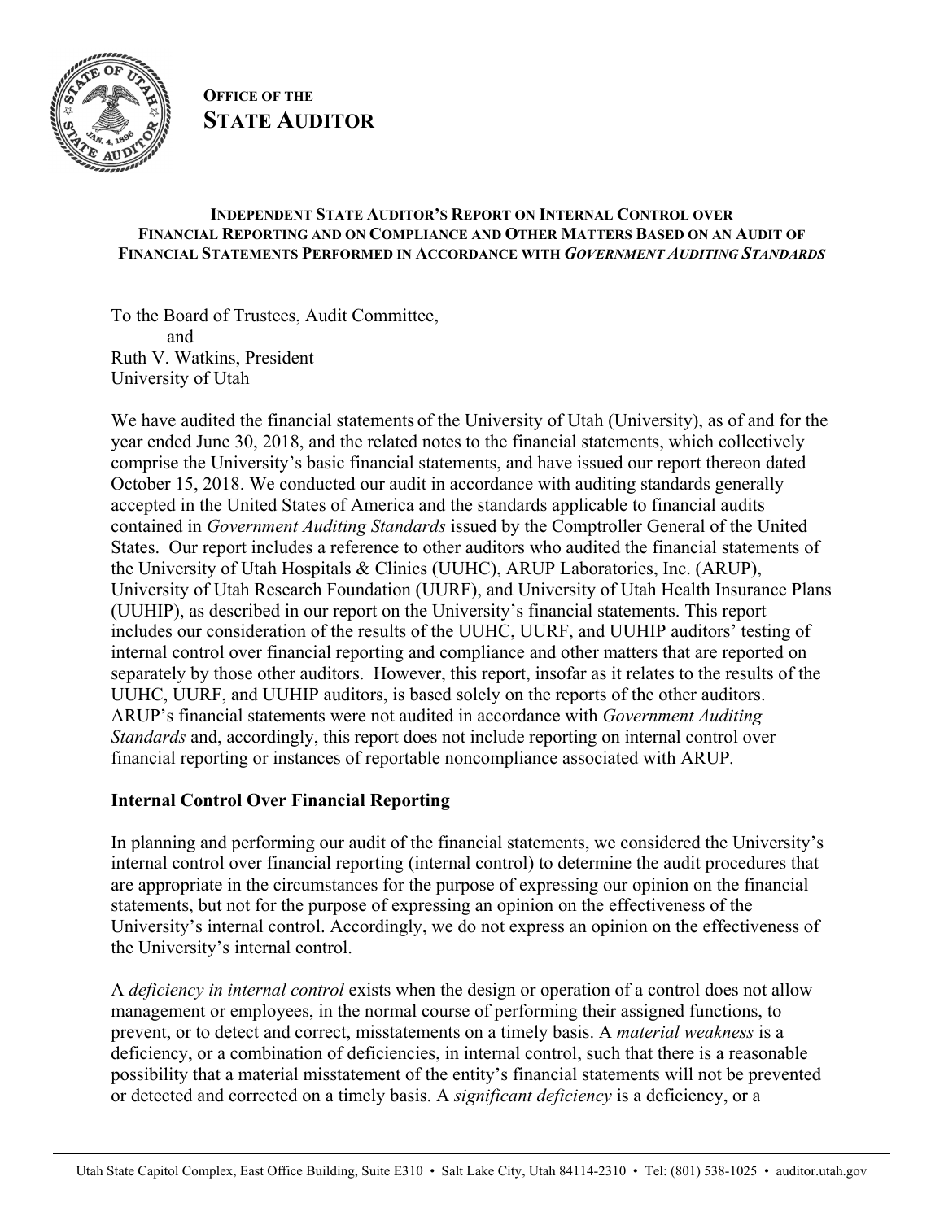**OFFICE OF THE**
**STATE AUDITOR**

**INDEPENDENT STATE AUDITOR'S REPORT ON INTERNAL CONTROL OVER FINANCIAL REPORTING AND ON COMPLIANCE AND OTHER MATTERS BASED ON AN AUDIT OF FINANCIAL STATEMENTS PERFORMED IN ACCORDANCE WITH *GOVERNMENT AUDITING STANDARDS***

To the Board of Trustees, Audit Committee,
and
Ruth V. Watkins, President
University of Utah

We have audited the financial statements of the University of Utah (University), as of and for the year ended June 30, 2018, and the related notes to the financial statements, which collectively comprise the University's basic financial statements, and have issued our report thereon dated October 15, 2018. We conducted our audit in accordance with auditing standards generally accepted in the United States of America and the standards applicable to financial audits contained in *Government Auditing Standards* issued by the Comptroller General of the United States. Our report includes a reference to other auditors who audited the financial statements of the University of Utah Hospitals & Clinics (UUHC), ARUP Laboratories, Inc. (ARUP), University of Utah Research Foundation (UURF), and University of Utah Health Insurance Plans (UUHIP), as described in our report on the University's financial statements. This report includes our consideration of the results of the UUHC, UURF, and UUHIP auditors' testing of internal control over financial reporting and compliance and other matters that are reported on separately by those other auditors. However, this report, insofar as it relates to the results of the UUHC, UURF, and UUHIP auditors, is based solely on the reports of the other auditors. ARUP's financial statements were not audited in accordance with *Government Auditing Standards* and, accordingly, this report does not include reporting on internal control over financial reporting or instances of reportable noncompliance associated with ARUP.

## Internal Control Over Financial Reporting

In planning and performing our audit of the financial statements, we considered the University's internal control over financial reporting (internal control) to determine the audit procedures that are appropriate in the circumstances for the purpose of expressing our opinion on the financial statements, but not for the purpose of expressing an opinion on the effectiveness of the University's internal control. Accordingly, we do not express an opinion on the effectiveness of the University's internal control.

A *deficiency in internal control* exists when the design or operation of a control does not allow management or employees, in the normal course of performing their assigned functions, to prevent, or to detect and correct, misstatements on a timely basis. A *material weakness* is a deficiency, or a combination of deficiencies, in internal control, such that there is a reasonable possibility that a material misstatement of the entity's financial statements will not be prevented or detected and corrected on a timely basis. A *significant deficiency* is a deficiency, or a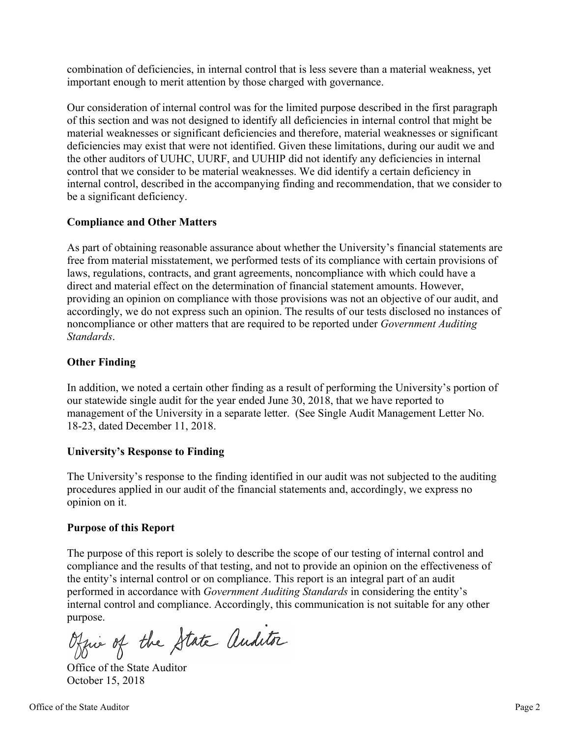combination of deficiencies, in internal control that is less severe than a material weakness, yet important enough to merit attention by those charged with governance.

Our consideration of internal control was for the limited purpose described in the first paragraph of this section and was not designed to identify all deficiencies in internal control that might be material weaknesses or significant deficiencies and therefore, material weaknesses or significant deficiencies may exist that were not identified. Given these limitations, during our audit we and the other auditors of UUHC, UURF, and UUHIP did not identify any deficiencies in internal control that we consider to be material weaknesses. We did identify a certain deficiency in internal control, described in the accompanying finding and recommendation, that we consider to be a significant deficiency.

**Compliance and Other Matters**

As part of obtaining reasonable assurance about whether the University's financial statements are free from material misstatement, we performed tests of its compliance with certain provisions of laws, regulations, contracts, and grant agreements, noncompliance with which could have a direct and material effect on the determination of financial statement amounts. However, providing an opinion on compliance with those provisions was not an objective of our audit, and accordingly, we do not express such an opinion. The results of our tests disclosed no instances of noncompliance or other matters that are required to be reported under *Government Auditing Standards*.

**Other Finding**

In addition, we noted a certain other finding as a result of performing the University's portion of our statewide single audit for the year ended June 30, 2018, that we have reported to management of the University in a separate letter. (See Single Audit Management Letter No. 18-23, dated December 11, 2018.

**University's Response to Finding**

The University's response to the finding identified in our audit was not subjected to the auditing procedures applied in our audit of the financial statements and, accordingly, we express no opinion on it.

**Purpose of this Report**

The purpose of this report is solely to describe the scope of our testing of internal control and compliance and the results of that testing, and not to provide an opinion on the effectiveness of the entity's internal control or on compliance. This report is an integral part of an audit performed in accordance with *Government Auditing Standards* in considering the entity's internal control and compliance. Accordingly, this communication is not suitable for any other purpose.

Office of the State Auditor

Office of the State Auditor
October 15, 2018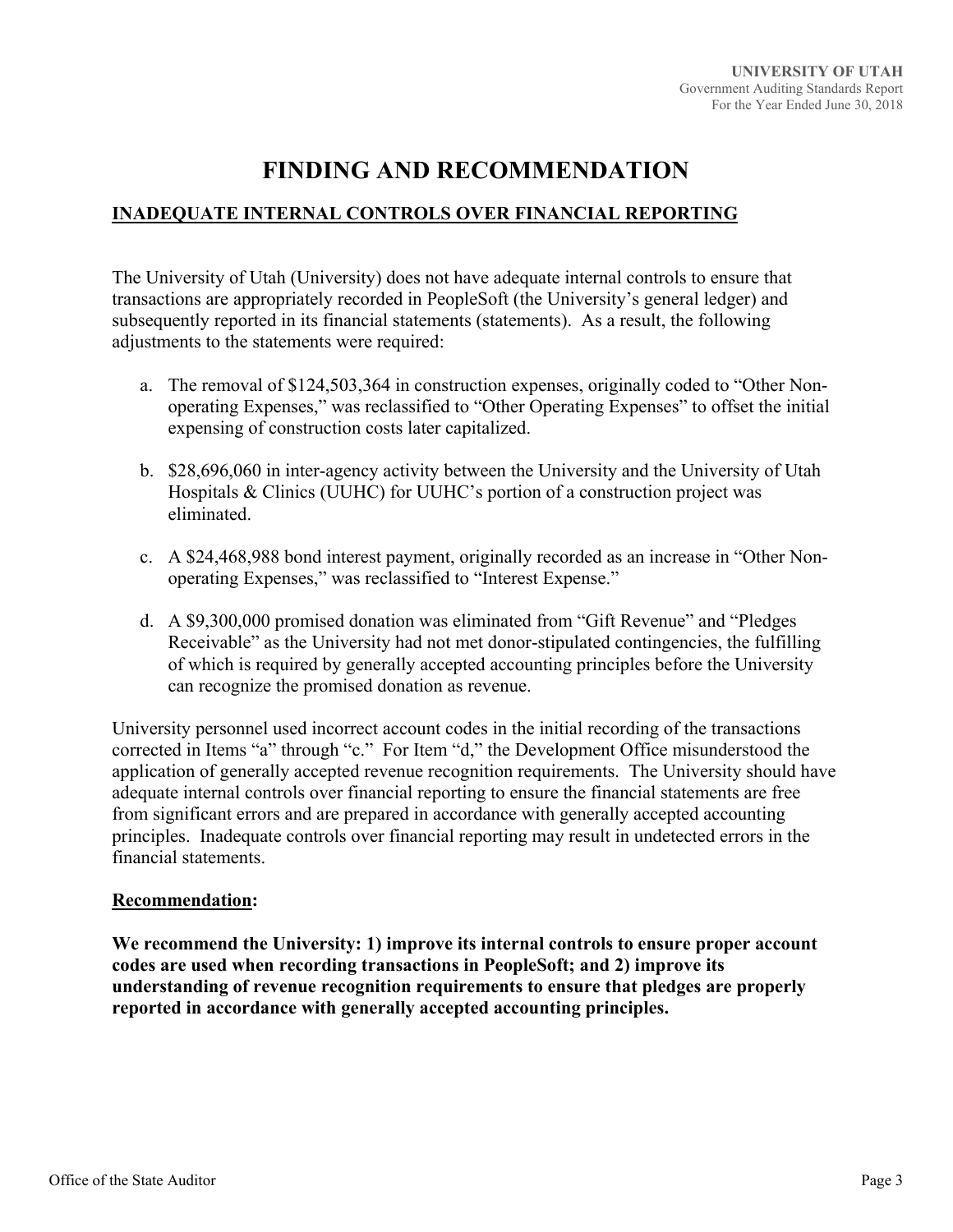# FINDING AND RECOMMENDATION

## INADEQUATE INTERNAL CONTROLS OVER FINANCIAL REPORTING

The University of Utah (University) does not have adequate internal controls to ensure that transactions are appropriately recorded in PeopleSoft (the University's general ledger) and subsequently reported in its financial statements (statements). As a result, the following adjustments to the statements were required:

a. The removal of $124,503,364 in construction expenses, originally coded to "Other Non-operating Expenses," was reclassified to "Other Operating Expenses" to offset the initial expensing of construction costs later capitalized.

b. $28,696,060 in inter-agency activity between the University and the University of Utah Hospitals & Clinics (UUHC) for UUHC's portion of a construction project was eliminated.

c. A $24,468,988 bond interest payment, originally recorded as an increase in "Other Non-operating Expenses," was reclassified to "Interest Expense."

d. A $9,300,000 promised donation was eliminated from "Gift Revenue" and "Pledges Receivable" as the University had not met donor-stipulated contingencies, the fulfilling of which is required by generally accepted accounting principles before the University can recognize the promised donation as revenue.

University personnel used incorrect account codes in the initial recording of the transactions corrected in Items "a" through "c." For Item "d," the Development Office misunderstood the application of generally accepted revenue recognition requirements. The University should have adequate internal controls over financial reporting to ensure the financial statements are free from significant errors and are prepared in accordance with generally accepted accounting principles. Inadequate controls over financial reporting may result in undetected errors in the financial statements.

**Recommendation:**

**We recommend the University: 1) improve its internal controls to ensure proper account codes are used when recording transactions in PeopleSoft; and 2) improve its understanding of revenue recognition requirements to ensure that pledges are properly reported in accordance with generally accepted accounting principles.**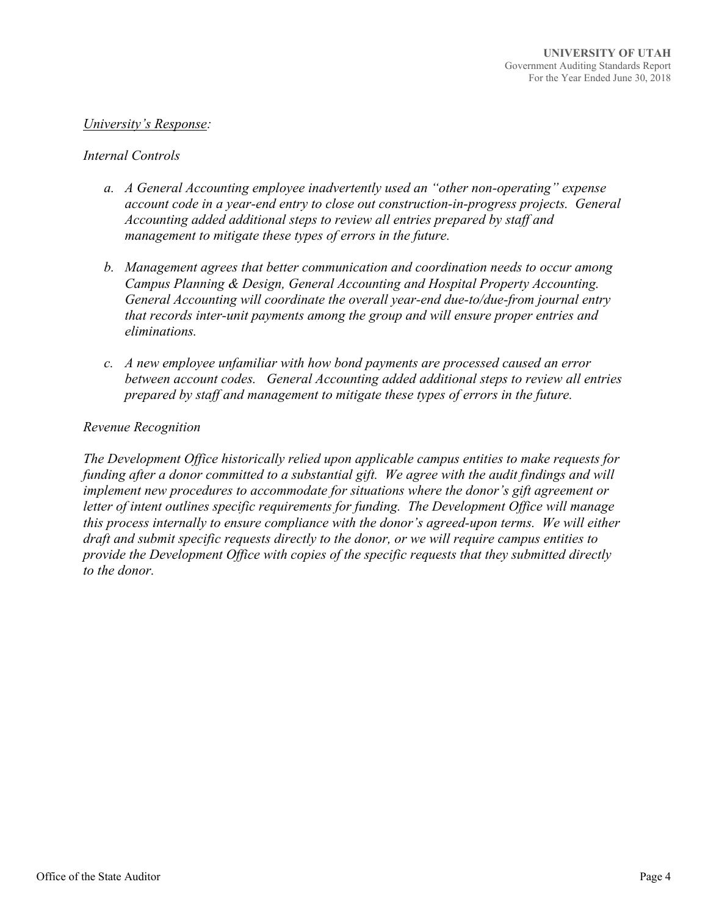*<u>University's Response</u>:*

*Internal Controls*

a. *A General Accounting employee inadvertently used an "other non-operating" expense account code in a year-end entry to close out construction-in-progress projects. General Accounting added additional steps to review all entries prepared by staff and management to mitigate these types of errors in the future.*

b. *Management agrees that better communication and coordination needs to occur among Campus Planning & Design, General Accounting and Hospital Property Accounting. General Accounting will coordinate the overall year-end due-to/due-from journal entry that records inter-unit payments among the group and will ensure proper entries and eliminations.*

c. *A new employee unfamiliar with how bond payments are processed caused an error between account codes. General Accounting added additional steps to review all entries prepared by staff and management to mitigate these types of errors in the future.*

*Revenue Recognition*

*The Development Office historically relied upon applicable campus entities to make requests for funding after a donor committed to a substantial gift. We agree with the audit findings and will implement new procedures to accommodate for situations where the donor's gift agreement or letter of intent outlines specific requirements for funding. The Development Office will manage this process internally to ensure compliance with the donor's agreed-upon terms. We will either draft and submit specific requests directly to the donor, or we will require campus entities to provide the Development Office with copies of the specific requests that they submitted directly to the donor.*